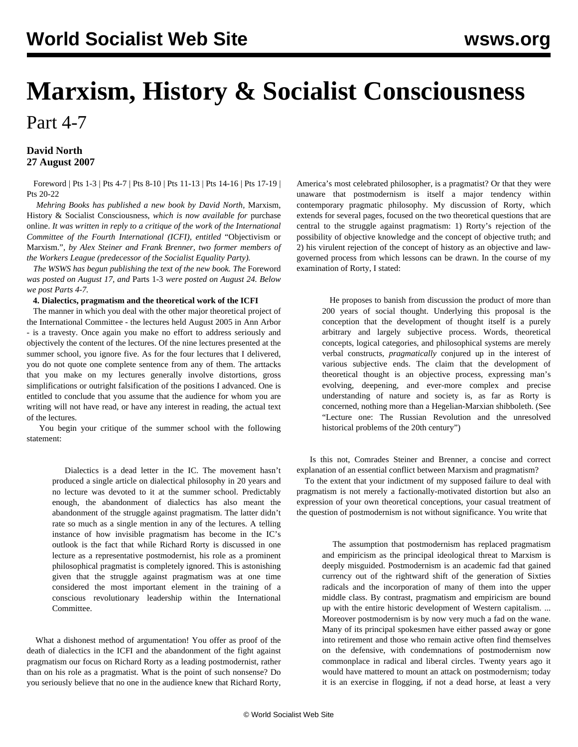# Marxism, History & Socialist Consciousness

Part 4-7

**David North**
**27 August 2007**

Foreword | Pts 1-3 | Pts 4-7 | Pts 8-10 | Pts 11-13 | Pts 14-16 | Pts 17-19 | Pts 20-22

*Mehring Books has published a new book by David North,* Marxism, History & Socialist Consciousness, *which is now available for* purchase online. *It was written in reply to a critique of the work of the International Committee of the Fourth International (ICFI), entitled* "Objectivism or Marxism.", *by Alex Steiner and Frank Brenner, two former members of the Workers League (predecessor of the Socialist Equality Party).*

*The WSWS has begun publishing the text of the new book. The* Foreword *was posted on August 17, and* Parts 1-3 *were posted on August 24. Below we post Parts 4-7.*

**4. Dialectics, pragmatism and the theoretical work of the ICFI**

The manner in which you deal with the other major theoretical project of the International Committee - the lectures held August 2005 in Ann Arbor - is a travesty. Once again you make no effort to address seriously and objectively the content of the lectures. Of the nine lectures presented at the summer school, you ignore five. As for the four lectures that I delivered, you do not quote one complete sentence from any of them. The arttacks that you make on my lectures generally involve distortions, gross simplifications or outright falsification of the positions I advanced. One is entitled to conclude that you assume that the audience for whom you are writing will not have read, or have any interest in reading, the actual text of the lectures.

You begin your critique of the summer school with the following statement:

> Dialectics is a dead letter in the IC. The movement hasn't produced a single article on dialectical philosophy in 20 years and no lecture was devoted to it at the summer school. Predictably enough, the abandonment of dialectics has also meant the abandonment of the struggle against pragmatism. The latter didn't rate so much as a single mention in any of the lectures. A telling instance of how invisible pragmatism has become in the IC's outlook is the fact that while Richard Rorty is discussed in one lecture as a representative postmodernist, his role as a prominent philosophical pragmatist is completely ignored. This is astonishing given that the struggle against pragmatism was at one time considered the most important element in the training of a conscious revolutionary leadership within the International Committee.

What a dishonest method of argumentation! You offer as proof of the death of dialectics in the ICFI and the abandonment of the fight against pragmatism our focus on Richard Rorty as a leading postmodernist, rather than on his role as a pragmatist. What is the point of such nonsense? Do you seriously believe that no one in the audience knew that Richard Rorty, America's most celebrated philosopher, is a pragmatist? Or that they were unaware that postmodernism is itself a major tendency within contemporary pragmatic philosophy. My discussion of Rorty, which extends for several pages, focused on the two theoretical questions that are central to the struggle against pragmatism: 1) Rorty's rejection of the possibility of objective knowledge and the concept of objective truth; and 2) his virulent rejection of the concept of history as an objective and law-governed process from which lessons can be drawn. In the course of my examination of Rorty, I stated:

> He proposes to banish from discussion the product of more than 200 years of social thought. Underlying this proposal is the conception that the development of thought itself is a purely arbitrary and largely subjective process. Words, theoretical concepts, logical categories, and philosophical systems are merely verbal constructs, *pragmatically* conjured up in the interest of various subjective ends. The claim that the development of theoretical thought is an objective process, expressing man's evolving, deepening, and ever-more complex and precise understanding of nature and society is, as far as Rorty is concerned, nothing more than a Hegelian-Marxian shibboleth. (See "Lecture one: The Russian Revolution and the unresolved historical problems of the 20th century")

Is this not, Comrades Steiner and Brenner, a concise and correct explanation of an essential conflict between Marxism and pragmatism?

To the extent that your indictment of my supposed failure to deal with pragmatism is not merely a factionally-motivated distortion but also an expression of your own theoretical conceptions, your casual treatment of the question of postmodernism is not without significance. You write that

> The assumption that postmodernism has replaced pragmatism and empiricism as the principal ideological threat to Marxism is deeply misguided. Postmodernism is an academic fad that gained currency out of the rightward shift of the generation of Sixties radicals and the incorporation of many of them into the upper middle class. By contrast, pragmatism and empiricism are bound up with the entire historic development of Western capitalism. ... Moreover postmodernism is by now very much a fad on the wane. Many of its principal spokesmen have either passed away or gone into retirement and those who remain active often find themselves on the defensive, with condemnations of postmodernism now commonplace in radical and liberal circles. Twenty years ago it would have mattered to mount an attack on postmodernism; today it is an exercise in flogging, if not a dead horse, at least a very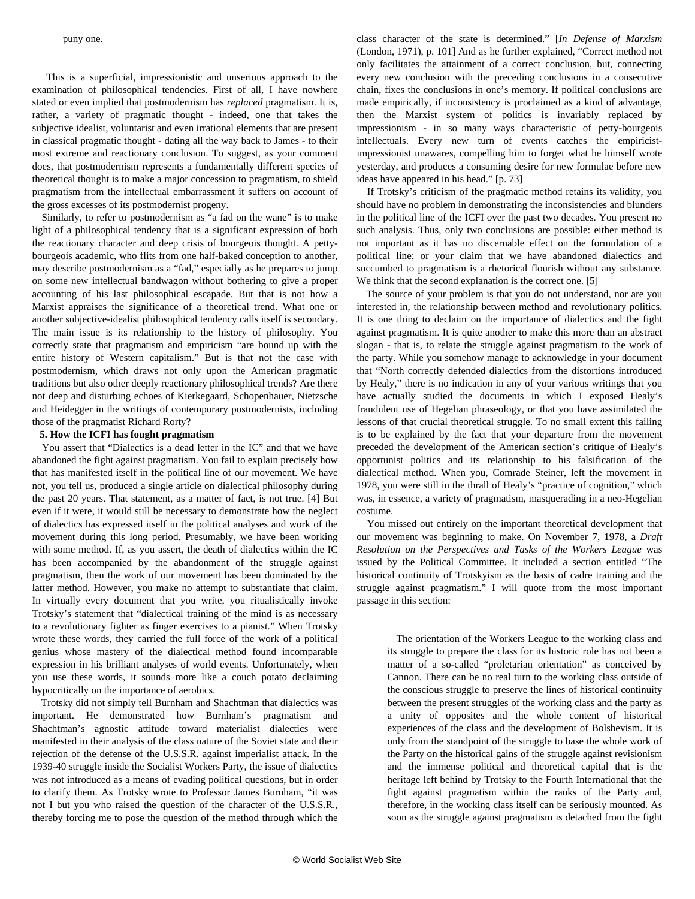puny one.

This is a superficial, impressionistic and unserious approach to the examination of philosophical tendencies. First of all, I have nowhere stated or even implied that postmodernism has *replaced* pragmatism. It is, rather, a variety of pragmatic thought - indeed, one that takes the subjective idealist, voluntarist and even irrational elements that are present in classical pragmatic thought - dating all the way back to James - to their most extreme and reactionary conclusion. To suggest, as your comment does, that postmodernism represents a fundamentally different species of theoretical thought is to make a major concession to pragmatism, to shield pragmatism from the intellectual embarrassment it suffers on account of the gross excesses of its postmodernist progeny.

Similarly, to refer to postmodernism as “a fad on the wane” is to make light of a philosophical tendency that is a significant expression of both the reactionary character and deep crisis of bourgeois thought. A petty-bourgeois academic, who flits from one half-baked conception to another, may describe postmodernism as a “fad,” especially as he prepares to jump on some new intellectual bandwagon without bothering to give a proper accounting of his last philosophical escapade. But that is not how a Marxist appraises the significance of a theoretical trend. What one or another subjective-idealist philosophical tendency calls itself is secondary. The main issue is its relationship to the history of philosophy. You correctly state that pragmatism and empiricism “are bound up with the entire history of Western capitalism.” But is that not the case with postmodernism, which draws not only upon the American pragmatic traditions but also other deeply reactionary philosophical trends? Are there not deep and disturbing echoes of Kierkegaard, Schopenhauer, Nietzsche and Heidegger in the writings of contemporary postmodernists, including those of the pragmatist Richard Rorty?

**5. How the ICFI has fought pragmatism**

You assert that “Dialectics is a dead letter in the IC” and that we have abandoned the fight against pragmatism. You fail to explain precisely how that has manifested itself in the political line of our movement. We have not, you tell us, produced a single article on dialectical philosophy during the past 20 years. That statement, as a matter of fact, is not true. [4] But even if it were, it would still be necessary to demonstrate how the neglect of dialectics has expressed itself in the political analyses and work of the movement during this long period. Presumably, we have been working with some method. If, as you assert, the death of dialectics within the IC has been accompanied by the abandonment of the struggle against pragmatism, then the work of our movement has been dominated by the latter method. However, you make no attempt to substantiate that claim. In virtually every document that you write, you ritualistically invoke Trotsky’s statement that “dialectical training of the mind is as necessary to a revolutionary fighter as finger exercises to a pianist.” When Trotsky wrote these words, they carried the full force of the work of a political genius whose mastery of the dialectical method found incomparable expression in his brilliant analyses of world events. Unfortunately, when you use these words, it sounds more like a couch potato declaiming hypocritically on the importance of aerobics.

Trotsky did not simply tell Burnham and Shachtman that dialectics was important. He demonstrated how Burnham’s pragmatism and Shachtman’s agnostic attitude toward materialist dialectics were manifested in their analysis of the class nature of the Soviet state and their rejection of the defense of the U.S.S.R. against imperialist attack. In the 1939-40 struggle inside the Socialist Workers Party, the issue of dialectics was not introduced as a means of evading political questions, but in order to clarify them. As Trotsky wrote to Professor James Burnham, “it was not I but you who raised the question of the character of the U.S.S.R., thereby forcing me to pose the question of the method through which the class character of the state is determined.” [*In Defense of Marxism* (London, 1971), p. 101] And as he further explained, “Correct method not only facilitates the attainment of a correct conclusion, but, connecting every new conclusion with the preceding conclusions in a consecutive chain, fixes the conclusions in one’s memory. If political conclusions are made empirically, if inconsistency is proclaimed as a kind of advantage, then the Marxist system of politics is invariably replaced by impressionism - in so many ways characteristic of petty-bourgeois intellectuals. Every new turn of events catches the empiricist-impressionist unawares, compelling him to forget what he himself wrote yesterday, and produces a consuming desire for new formulae before new ideas have appeared in his head.” [p. 73]

If Trotsky’s criticism of the pragmatic method retains its validity, you should have no problem in demonstrating the inconsistencies and blunders in the political line of the ICFI over the past two decades. You present no such analysis. Thus, only two conclusions are possible: either method is not important as it has no discernable effect on the formulation of a political line; or your claim that we have abandoned dialectics and succumbed to pragmatism is a rhetorical flourish without any substance. We think that the second explanation is the correct one. [5]

The source of your problem is that you do not understand, nor are you interested in, the relationship between method and revolutionary politics. It is one thing to declaim on the importance of dialectics and the fight against pragmatism. It is quite another to make this more than an abstract slogan - that is, to relate the struggle against pragmatism to the work of the party. While you somehow manage to acknowledge in your document that “North correctly defended dialectics from the distortions introduced by Healy,” there is no indication in any of your various writings that you have actually studied the documents in which I exposed Healy’s fraudulent use of Hegelian phraseology, or that you have assimilated the lessons of that crucial theoretical struggle. To no small extent this failing is to be explained by the fact that your departure from the movement preceded the development of the American section’s critique of Healy’s opportunist politics and its relationship to his falsification of the dialectics. When you, Comrade Steiner, left the movement in 1978, you were still in the thrall of Healy’s “practice of cognition,” which was, in essence, a variety of pragmatism, masquerading in a neo-Hegelian costume.

You missed out entirely on the important theoretical development that our movement was beginning to make. On November 7, 1978, a *Draft Resolution on the Perspectives and Tasks of the Workers League* was issued by the Political Committee. It included a section entitled “The historical continuity of Trotskyism as the basis of cadre training and the struggle against pragmatism.” I will quote from the most important passage in this section:

> The orientation of the Workers League to the working class and its struggle to prepare the class for its historic role has not been a matter of a so-called “proletarian orientation” as conceived by Cannon. There can be no real turn to the working class outside of the conscious struggle to preserve the lines of historical continuity between the present struggles of the working class and the party as a unity of opposites and the whole content of historical experiences of the class and the development of Bolshevism. It is only from the standpoint of the struggle to base the whole work of the Party on the historical gains of the struggle against revisionism and the immense political and theoretical capital that is the heritage left behind by Trotsky to the Fourth International that the fight against pragmatism within the ranks of the Party and, therefore, in the working class itself can be seriously mounted. As soon as the struggle against pragmatism is detached from the fight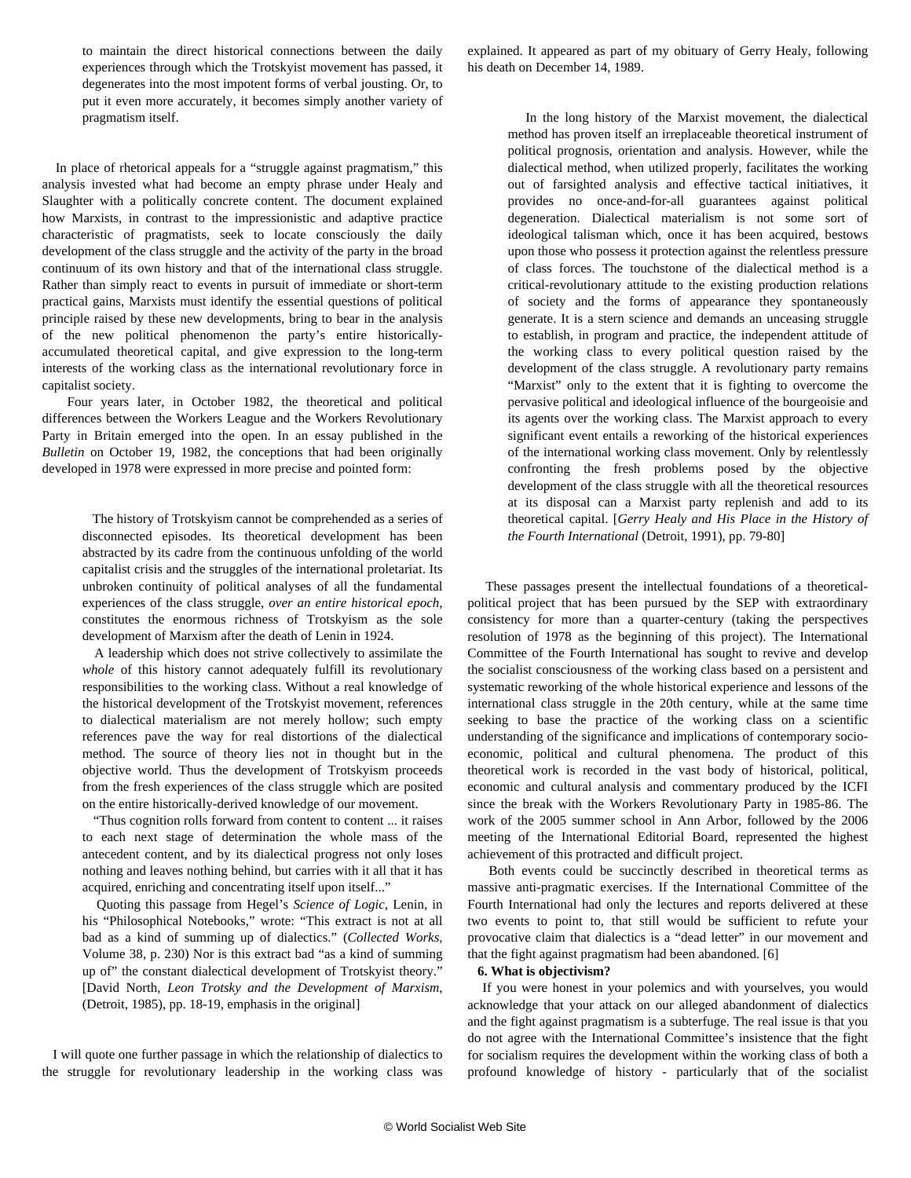to maintain the direct historical connections between the daily experiences through which the Trotskyist movement has passed, it degenerates into the most impotent forms of verbal jousting. Or, to put it even more accurately, it becomes simply another variety of pragmatism itself.

In place of rhetorical appeals for a "struggle against pragmatism," this analysis invested what had become an empty phrase under Healy and Slaughter with a politically concrete content. The document explained how Marxists, in contrast to the impressionistic and adaptive practice characteristic of pragmatists, seek to locate consciously the daily development of the class struggle and the activity of the party in the broad continuum of its own history and that of the international class struggle. Rather than simply react to events in pursuit of immediate or short-term practical gains, Marxists must identify the essential questions of political principle raised by these new developments, bring to bear in the analysis of the new political phenomenon the party's entire historically-accumulated theoretical capital, and give expression to the long-term interests of the working class as the international revolutionary force in capitalist society.

Four years later, in October 1982, the theoretical and political differences between the Workers League and the Workers Revolutionary Party in Britain emerged into the open. In an essay published in the *Bulletin* on October 19, 1982, the conceptions that had been originally developed in 1978 were expressed in more precise and pointed form:

> The history of Trotskyism cannot be comprehended as a series of disconnected episodes. Its theoretical development has been abstracted by its cadre from the continuous unfolding of the world capitalist crisis and the struggles of the international proletariat. Its unbroken continuity of political analyses of all the fundamental experiences of the class struggle, *over an entire historical epoch*, constitutes the enormous richness of Trotskyism as the sole development of Marxism after the death of Lenin in 1924.
>
> A leadership which does not strive collectively to assimilate the *whole* of this history cannot adequately fulfill its revolutionary responsibilities to the working class. Without a real knowledge of the historical development of the Trotskyist movement, references to dialectical materialism are not merely hollow; such empty references pave the way for real distortions of the dialectical method. The source of theory lies not in thought but in the objective world. Thus the development of Trotskyism proceeds from the fresh experiences of the class struggle which are posited on the entire historically-derived knowledge of our movement.
>
> "Thus cognition rolls forward from content to content ... it raises to each next stage of determination the whole mass of the antecedent content, and by its dialectical progress not only loses nothing and leaves nothing behind, but carries with it all that it has acquired, enriching and concentrating itself upon itself..."
>
> Quoting this passage from Hegel's *Science of Logic*, Lenin, in his "Philosophical Notebooks," wrote: "This extract is not at all bad as a kind of summing up of dialectics." (*Collected Works*, Volume 38, p. 230) Nor is this extract bad "as a kind of summing up of" the constant dialectical development of Trotskyist theory." [David North, *Leon Trotsky and the Development of Marxism*, (Detroit, 1985), pp. 18-19, emphasis in the original]

I will quote one further passage in which the relationship of dialectics to the struggle for revolutionary leadership in the working class was explained. It appeared as part of my obituary of Gerry Healy, following his death on December 14, 1989.

> In the long history of the Marxist movement, the dialectical method has proven itself an irreplaceable theoretical instrument of political prognosis, orientation and analysis. However, while the dialectical method, when utilized properly, facilitates the working out of farsighted analysis and effective tactical initiatives, it provides no once-and-for-all guarantees against political degeneration. Dialectical materialism is not some sort of ideological talisman which, once it has been acquired, bestows upon those who possess it protection against the relentless pressure of class forces. The touchstone of the dialectical method is a critical-revolutionary attitude to the existing production relations of society and the forms of appearance they spontaneously generate. It is a stern science and demands an unceasing struggle to establish, in program and practice, the independent attitude of the working class to every political question raised by the development of the class struggle. A revolutionary party remains "Marxist" only to the extent that it is fighting to overcome the pervasive political and ideological influence of the bourgeoisie and its agents over the working class. The Marxist approach to every significant event entails a reworking of the historical experiences of the international working class movement. Only by relentlessly confronting the fresh problems posed by the objective development of the class struggle with all the theoretical resources at its disposal can a Marxist party replenish and add to its theoretical capital. [*Gerry Healy and His Place in the History of the Fourth International* (Detroit, 1991), pp. 79-80]

These passages present the intellectual foundations of a theoretical-political project that has been pursued by the SEP with extraordinary consistency for more than a quarter-century (taking the perspectives resolution of 1978 as the beginning of this project). The International Committee of the Fourth International has sought to revive and develop the socialist consciousness of the working class based on a persistent and systematic reworking of the whole historical experience and lessons of the international class struggle in the 20th century, while at the same time seeking to base the practice of the working class on a scientific understanding of the significance and implications of contemporary socio-economic, political and cultural phenomena. The product of this theoretical work is recorded in the vast body of historical, political, economic and cultural analysis and commentary produced by the ICFI since the break with the Workers Revolutionary Party in 1985-86. The work of the 2005 summer school in Ann Arbor, followed by the 2006 meeting of the International Editorial Board, represented the highest achievement of this protracted and difficult project.

Both events could be succinctly described in theoretical terms as massive anti-pragmatic exercises. If the International Committee of the Fourth International had only the lectures and reports delivered at these two events to point to, that still would be sufficient to refute your provocative claim that dialectics is a "dead letter" in our movement and that the fight against pragmatism had been abandoned. [6]

**6. What is objectivism?**

If you were honest in your polemics and with yourselves, you would acknowledge that your attack on our alleged abandonment of dialectics and the fight against pragmatism is a subterfuge. The real issue is that you do not agree with the International Committee's insistence that the fight for socialism requires the development within the working class of both a profound knowledge of history - particularly that of the socialist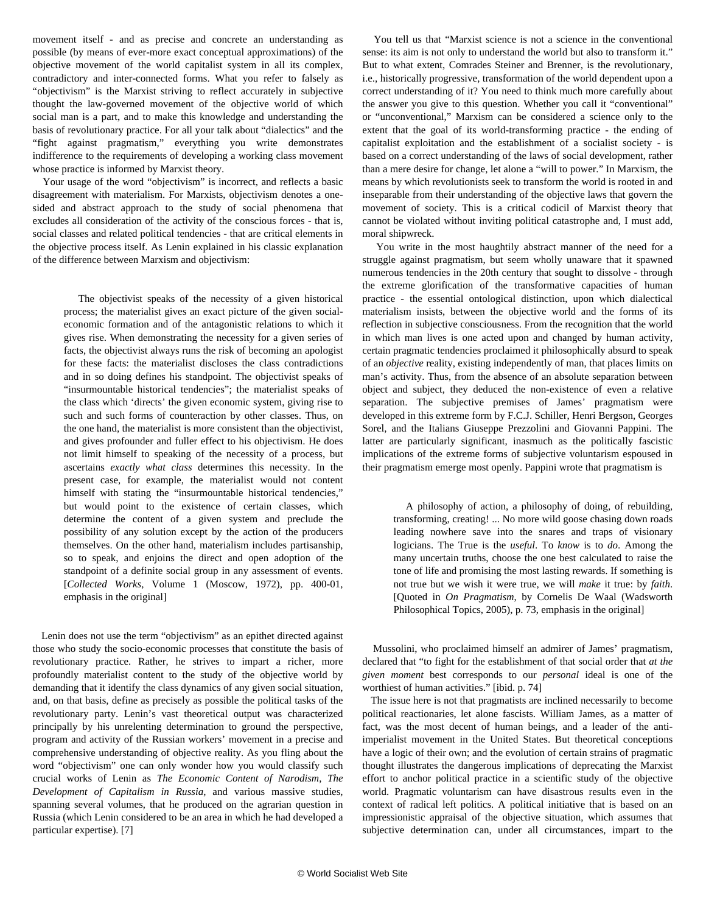movement itself - and as precise and concrete an understanding as possible (by means of ever-more exact conceptual approximations) of the objective movement of the world capitalist system in all its complex, contradictory and inter-connected forms. What you refer to falsely as "objectivism" is the Marxist striving to reflect accurately in subjective thought the law-governed movement of the objective world of which social man is a part, and to make this knowledge and understanding the basis of revolutionary practice. For all your talk about "dialectics" and the "fight against pragmatism," everything you write demonstrates indifference to the requirements of developing a working class movement whose practice is informed by Marxist theory.

Your usage of the word "objectivism" is incorrect, and reflects a basic disagreement with materialism. For Marxists, objectivism denotes a one-sided and abstract approach to the study of social phenomena that excludes all consideration of the activity of the conscious forces - that is, social classes and related political tendencies - that are critical elements in the objective process itself. As Lenin explained in his classic explanation of the difference between Marxism and objectivism:

> The objectivist speaks of the necessity of a given historical process; the materialist gives an exact picture of the given social-economic formation and of the antagonistic relations to which it gives rise. When demonstrating the necessity for a given series of facts, the objectivist always runs the risk of becoming an apologist for these facts: the materialist discloses the class contradictions and in so doing defines his standpoint. The objectivist speaks of "insurmountable historical tendencies"; the materialist speaks of the class which 'directs' the given economic system, giving rise to such and such forms of counteraction by other classes. Thus, on the one hand, the materialist is more consistent than the objectivist, and gives profounder and fuller effect to his objectivism. He does not limit himself to speaking of the necessity of a process, but ascertains *exactly what class* determines this necessity. In the present case, for example, the materialist would not content himself with stating the "insurmountable historical tendencies," but would point to the existence of certain classes, which determine the content of a given system and preclude the possibility of any solution except by the action of the producers themselves. On the other hand, materialism includes partisanship, so to speak, and enjoins the direct and open adoption of the standpoint of a definite social group in any assessment of events. [*Collected Works*, Volume 1 (Moscow, 1972), pp. 400-01, emphasis in the original]

Lenin does not use the term "objectivism" as an epithet directed against those who study the socio-economic processes that constitute the basis of revolutionary practice. Rather, he strives to impart a richer, more profoundly materialist content to the study of the objective world by demanding that it identify the class dynamics of any given social situation, and, on that basis, define as precisely as possible the political tasks of the revolutionary party. Lenin's vast theoretical output was characterized principally by his unrelenting determination to ground the perspective, program and activity of the Russian workers' movement in a precise and comprehensive understanding of objective reality. As you fling about the word "objectivism" one can only wonder how you would classify such crucial works of Lenin as *The Economic Content of Narodism*, *The Development of Capitalism in Russia*, and various massive studies, spanning several volumes, that he produced on the agrarian question in Russia (which Lenin considered to be an area in which he had developed a particular expertise). [7]

You tell us that "Marxist science is not a science in the conventional sense: its aim is not only to understand the world but also to transform it." But to what extent, Comrades Steiner and Brenner, is the revolutionary, i.e., historically progressive, transformation of the world dependent upon a correct understanding of it? You need to think much more carefully about the answer you give to this question. Whether you call it "conventional" or "unconventional," Marxism can be considered a science only to the extent that the goal of its world-transforming practice - the ending of capitalist exploitation and the establishment of a socialist society - is based on a correct understanding of the laws of social development, rather than a mere desire for change, let alone a "will to power." In Marxism, the means by which revolutionists seek to transform the world is rooted in and inseparable from their understanding of the objective laws that govern the movement of society. This is a critical codicil of Marxist theory that cannot be violated without inviting political catastrophe and, I must add, moral shipwreck.

You write in the most haughtily abstract manner of the need for a struggle against pragmatism, but seem wholly unaware that it spawned numerous tendencies in the 20th century that sought to dissolve - through the extreme glorification of the transformative capacities of human practice - the essential ontological distinction, upon which dialectical materialism insists, between the objective world and the forms of its reflection in subjective consciousness. From the recognition that the world in which man lives is one acted upon and changed by human activity, certain pragmatic tendencies proclaimed it philosophically absurd to speak of an *objective* reality, existing independently of man, that places limits on man's activity. Thus, from the absence of an absolute separation between object and subject, they deduced the non-existence of even a relative separation. The subjective premises of James' pragmatism were developed in this extreme form by F.C.J. Schiller, Henri Bergson, Georges Sorel, and the Italians Giuseppe Prezzolini and Giovanni Pappini. The latter are particularly significant, inasmuch as the politically fascistic implications of the extreme forms of subjective voluntarism espoused in their pragmatism emerge most openly. Pappini wrote that pragmatism is

> A philosophy of action, a philosophy of doing, of rebuilding, transforming, creating! ... No more wild goose chasing down roads leading nowhere save into the snares and traps of visionary logicians. The True is the *useful*. To *know* is to *do*. Among the many uncertain truths, choose the one best calculated to raise the tone of life and promising the most lasting rewards. If something is not true but we wish it were true, we will *make* it true: by *faith*. [Quoted in *On Pragmatism*, by Cornelis De Waal (Wadsworth Philosophical Topics, 2005), p. 73, emphasis in the original]

Mussolini, who proclaimed himself an admirer of James' pragmatism, declared that "to fight for the establishment of that social order that *at the given moment* best corresponds to our *personal* ideal is one of the worthiest of human activities." [ibid. p. 74]

The issue here is not that pragmatists are inclined necessarily to become political reactionaries, let alone fascists. William James, as a matter of fact, was the most decent of human beings, and a leader of the anti-imperialist movement in the United States. But theoretical conceptions have a logic of their own; and the evolution of certain strains of pragmatic thought illustrates the dangerous implications of deprecating the Marxist effort to anchor political practice in a scientific study of the objective world. Pragmatic voluntarism can have disastrous results even in the context of radical left politics. A political initiative that is based on an impressionistic appraisal of the objective situation, which assumes that subjective determination can, under all circumstances, impart to the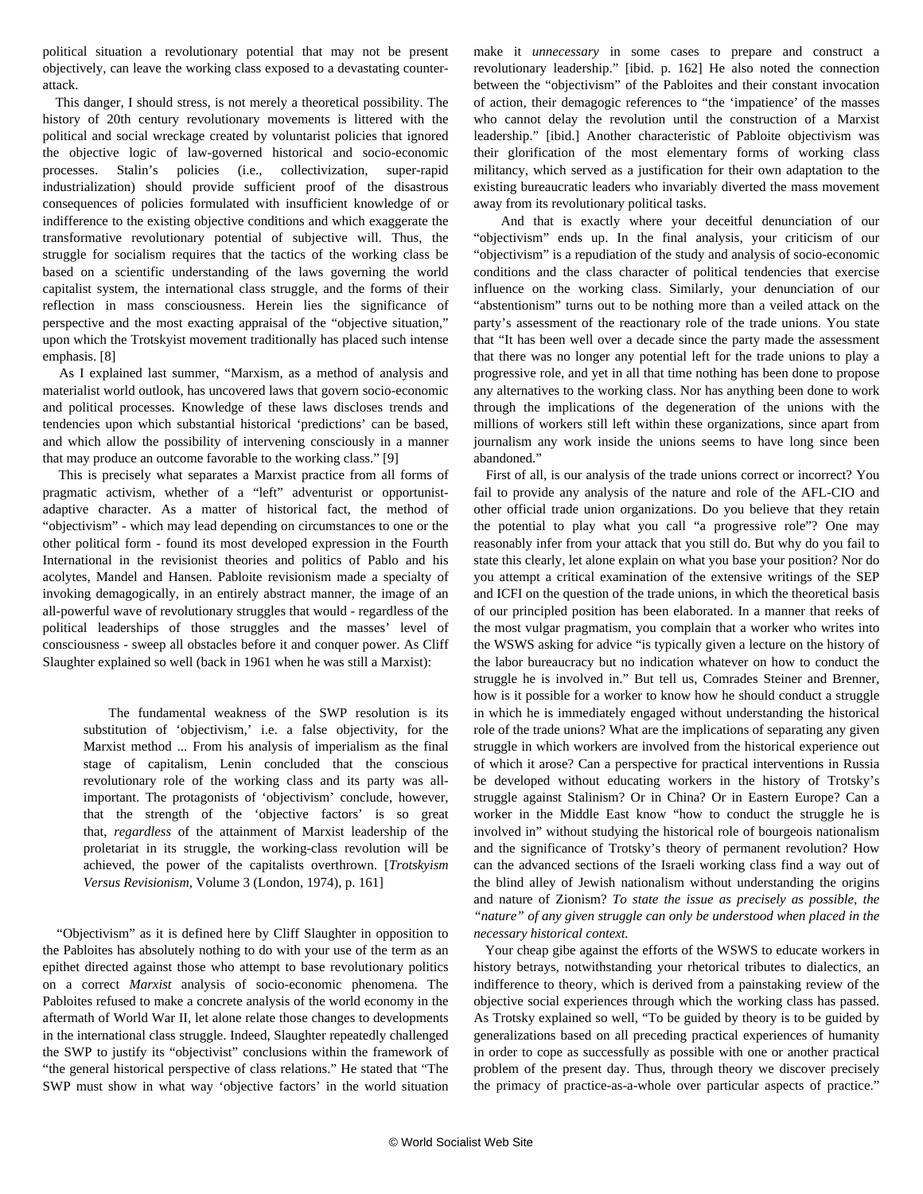political situation a revolutionary potential that may not be present objectively, can leave the working class exposed to a devastating counter-attack.

This danger, I should stress, is not merely a theoretical possibility. The history of 20th century revolutionary movements is littered with the political and social wreckage created by voluntarist policies that ignored the objective logic of law-governed historical and socio-economic processes. Stalin's policies (i.e., collectivization, super-rapid industrialization) should provide sufficient proof of the disastrous consequences of policies formulated with insufficient knowledge of or indifference to the existing objective conditions and which exaggerate the transformative revolutionary potential of subjective will. Thus, the struggle for socialism requires that the tactics of the working class be based on a scientific understanding of the laws governing the world capitalist system, the international class struggle, and the forms of their reflection in mass consciousness. Herein lies the significance of perspective and the most exacting appraisal of the "objective situation," upon which the Trotskyist movement traditionally has placed such intense emphasis. [8]

As I explained last summer, "Marxism, as a method of analysis and materialist world outlook, has uncovered laws that govern socio-economic and political processes. Knowledge of these laws discloses trends and tendencies upon which substantial historical 'predictions' can be based, and which allow the possibility of intervening consciously in a manner that may produce an outcome favorable to the working class." [9]

This is precisely what separates a Marxist practice from all forms of pragmatic activism, whether of a "left" adventurist or opportunist-adaptive character. As a matter of historical fact, the method of "objectivism" - which may lead depending on circumstances to one or the other political form - found its most developed expression in the Fourth International in the revisionist theories and politics of Pablo and his acolytes, Mandel and Hansen. Pabloite revisionism made a specialty of invoking demagogically, in an entirely abstract manner, the image of an all-powerful wave of revolutionary struggles that would - regardless of the political leaderships of those struggles and the masses' level of consciousness - sweep all obstacles before it and conquer power. As Cliff Slaughter explained so well (back in 1961 when he was still a Marxist):

> The fundamental weakness of the SWP resolution is its substitution of 'objectivism,' i.e. a false objectivity, for the Marxist method ... From his analysis of imperialism as the final stage of capitalism, Lenin concluded that the conscious revolutionary role of the working class and its party was all-important. The protagonists of 'objectivism' conclude, however, that the strength of the 'objective factors' is so great that, *regardless* of the attainment of Marxist leadership of the proletariat in its struggle, the working-class revolution will be achieved, the power of the capitalists overthrown. [*Trotskyism Versus Revisionism,* Volume 3 (London, 1974), p. 161]

"Objectivism" as it is defined here by Cliff Slaughter in opposition to the Pabloites has absolutely nothing to do with your use of the term as an epithet directed against those who attempt to base revolutionary politics on a correct *Marxist* analysis of socio-economic phenomena. The Pabloites refused to make a concrete analysis of the world economy in the aftermath of World War II, let alone relate those changes to developments in the international class struggle. Indeed, Slaughter repeatedly challenged the SWP to justify its "objectivist" conclusions within the framework of "the general historical perspective of class relations." He stated that "The SWP must show in what way 'objective factors' in the world situation make it *unnecessary* in some cases to prepare and construct a revolutionary leadership." [ibid. p. 162] He also noted the connection between the "objectivism" of the Pabloites and their constant invocation of action, their demagogic references to "the 'impatience' of the masses who cannot delay the revolution until the construction of a Marxist leadership." [ibid.] Another characteristic of Pabloite objectivism was their glorification of the most elementary forms of working class militancy, which served as a justification for their own adaptation to the existing bureaucratic leaders who invariably diverted the mass movement away from its revolutionary political tasks.

And that is exactly where your deceitful denunciation of our "objectivism" ends up. In the final analysis, your criticism of our "objectivism" is a repudiation of the study and analysis of socio-economic conditions and the class character of political tendencies that exercise influence on the working class. Similarly, your denunciation of our "abstentionism" turns out to be nothing more than a veiled attack on the party's assessment of the reactionary role of the trade unions. You state that "It has been well over a decade since the party made the assessment that there was no longer any potential left for the trade unions to play a progressive role, and yet in all that time nothing has been done to propose any alternatives to the working class. Nor has anything been done to work through the implications of the degeneration of the unions with the millions of workers still left within these organizations, since apart from journalism any work inside the unions seems to have long since been abandoned."

First of all, is our analysis of the trade unions correct or incorrect? You fail to provide any analysis of the nature and role of the AFL-CIO and other official trade union organizations. Do you believe that they retain the potential to play what you call "a progressive role"? One may reasonably infer from your attack that you still do. But why do you fail to state this clearly, let alone explain on what you base your position? Nor do you attempt a critical examination of the extensive writings of the SEP and ICFI on the question of the trade unions, in which the theoretical basis of our principled position has been elaborated. In a manner that reeks of the most vulgar pragmatism, you complain that a worker who writes into the WSWS asking for advice "is typically given a lecture on the history of the labor bureaucracy but no indication whatever on how to conduct the struggle he is involved in." But tell us, Comrades Steiner and Brenner, how is it possible for a worker to know how he should conduct a struggle in which he is immediately engaged without understanding the historical role of the trade unions? What are the implications of separating any given struggle in which workers are involved from the historical experience out of which it arose? Can a perspective for practical interventions in Russia be developed without educating workers in the history of Trotsky's struggle against Stalinism? Or in China? Or in Eastern Europe? Can a worker in the Middle East know "how to conduct the struggle he is involved in" without studying the historical role of bourgeois nationalism and the significance of Trotsky's theory of permanent revolution? How can the advanced sections of the Israeli working class find a way out of the blind alley of Jewish nationalism without understanding the origins and nature of Zionism? *To state the issue as precisely as possible, the "nature" of any given struggle can only be understood when placed in the necessary historical context.*

Your cheap gibe against the efforts of the WSWS to educate workers in history betrays, notwithstanding your rhetorical tributes to dialectics, an indifference to theory, which is derived from a painstaking review of the objective social experiences through which the working class has passed. As Trotsky explained so well, "To be guided by theory is to be guided by generalizations based on all preceding practical experiences of humanity in order to cope as successfully as possible with one or another practical problem of the present day. Thus, through theory we discover precisely the primacy of practice-as-a-whole over particular aspects of practice."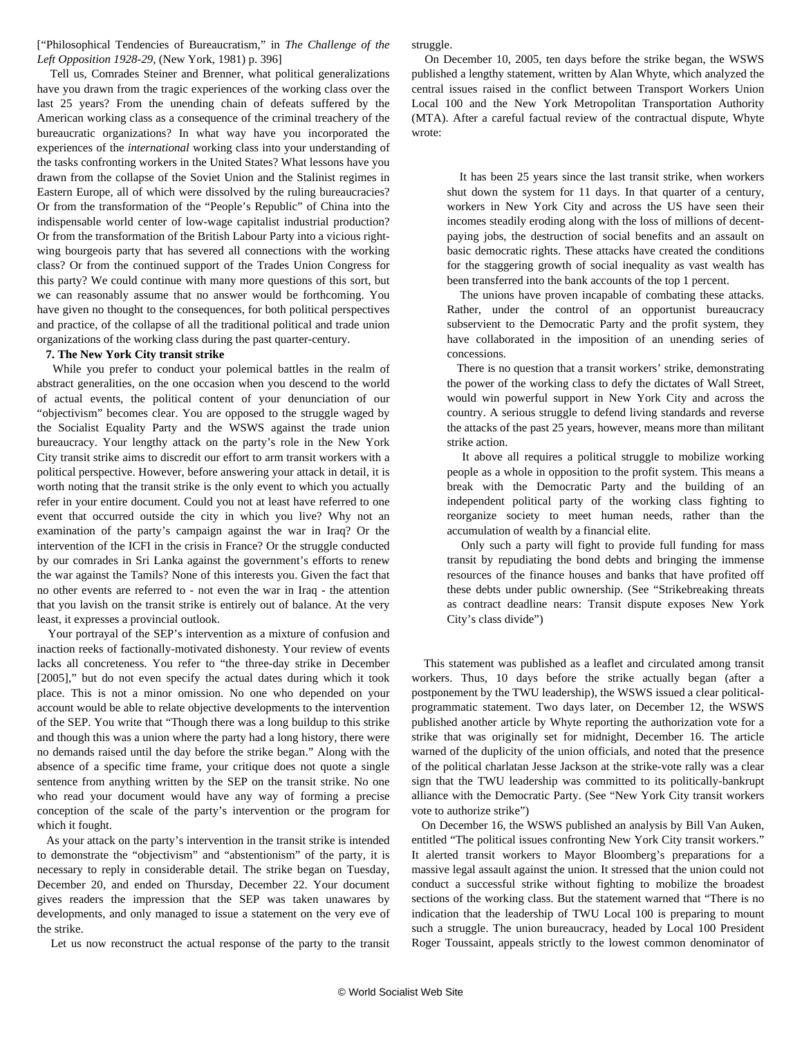["Philosophical Tendencies of Bureaucratism," in *The Challenge of the Left Opposition 1928-29*, (New York, 1981) p. 396]

Tell us, Comrades Steiner and Brenner, what political generalizations have you drawn from the tragic experiences of the working class over the last 25 years? From the unending chain of defeats suffered by the American working class as a consequence of the criminal treachery of the bureaucratic organizations? In what way have you incorporated the experiences of the *international* working class into your understanding of the tasks confronting workers in the United States? What lessons have you drawn from the collapse of the Soviet Union and the Stalinist regimes in Eastern Europe, all of which were dissolved by the ruling bureaucracies? Or from the transformation of the "People's Republic" of China into the indispensable world center of low-wage capitalist industrial production? Or from the transformation of the British Labour Party into a vicious right-wing bourgeois party that has severed all connections with the working class? Or from the continued support of the Trades Union Congress for this party? We could continue with many more questions of this sort, but we can reasonably assume that no answer would be forthcoming. You have given no thought to the consequences, for both political perspectives and practice, of the collapse of all the traditional political and trade union organizations of the working class during the past quarter-century.

**7. The New York City transit strike**

While you prefer to conduct your polemical battles in the realm of abstract generalities, on the one occasion when you descend to the world of actual events, the political content of your denunciation of our "objectivism" becomes clear. You are opposed to the struggle waged by the Socialist Equality Party and the WSWS against the trade union bureaucracy. Your lengthy attack on the party's role in the New York City transit strike aims to discredit our effort to arm transit workers with a political perspective. However, before answering your attack in detail, it is worth noting that the transit strike is the only event to which you actually refer in your entire document. Could you not at least have referred to one event that occurred outside the city in which you live? Why not an examination of the party's campaign against the war in Iraq? Or the intervention of the ICFI in the crisis in France? Or the struggle conducted by our comrades in Sri Lanka against the government's efforts to renew the war against the Tamils? None of this interests you. Given the fact that no other events are referred to - not even the war in Iraq - the attention that you lavish on the transit strike is entirely out of balance. At the very least, it expresses a provincial outlook.

Your portrayal of the SEP's intervention as a mixture of confusion and inaction reeks of factionally-motivated dishonesty. Your review of events lacks all concreteness. You refer to "the three-day strike in December [2005]," but do not even specify the actual dates during which it took place. This is not a minor omission. No one who depended on your account would be able to relate objective developments to the intervention of the SEP. You write that "Though there was a long buildup to this strike and though this was a union where the party had a long history, there were no demands raised until the day before the strike began." Along with the absence of a specific time frame, your critique does not quote a single sentence from anything written by the SEP on the transit strike. No one who read your document would have any way of forming a precise conception of the scale of the party's intervention or the program for which it fought.

As your attack on the party's intervention in the transit strike is intended to demonstrate the "objectivism" and "abstentionism" of the party, it is necessary to reply in considerable detail. The strike began on Tuesday, December 20, and ended on Thursday, December 22. Your document gives readers the impression that the SEP was taken unawares by developments, and only managed to issue a statement on the very eve of the strike.

Let us now reconstruct the actual response of the party to the transit struggle.

On December 10, 2005, ten days before the strike began, the WSWS published a lengthy statement, written by Alan Whyte, which analyzed the central issues raised in the conflict between Transport Workers Union Local 100 and the New York Metropolitan Transportation Authority (MTA). After a careful factual review of the contractual dispute, Whyte wrote:

> It has been 25 years since the last transit strike, when workers shut down the system for 11 days. In that quarter of a century, workers in New York City and across the US have seen their incomes steadily eroding along with the loss of millions of decent-paying jobs, the destruction of social benefits and an assault on basic democratic rights. These attacks have created the conditions for the staggering growth of social inequality as vast wealth has been transferred into the bank accounts of the top 1 percent.
>
> The unions have proven incapable of combating these attacks. Rather, under the control of an opportunist bureaucracy subservient to the Democratic Party and the profit system, they have collaborated in the imposition of an unending series of concessions.
>
> There is no question that a transit workers' strike, demonstrating the power of the working class to defy the dictates of Wall Street, would win powerful support in New York City and across the country. A serious struggle to defend living standards and reverse the attacks of the past 25 years, however, means more than militant strike action.
>
> It above all requires a political struggle to mobilize working people as a whole in opposition to the profit system. This means a break with the Democratic Party and the building of an independent political party of the working class fighting to reorganize society to meet human needs, rather than the accumulation of wealth by a financial elite.
>
> Only such a party will fight to provide full funding for mass transit by repudiating the bond debts and bringing the immense resources of the finance houses and banks that have profited off these debts under public ownership. (See "Strikebreaking threats as contract deadline nears: Transit dispute exposes New York City's class divide")

This statement was published as a leaflet and circulated among transit workers. Thus, 10 days before the strike actually began (after a postponement by the TWU leadership), the WSWS issued a clear political-programmatic statement. Two days later, on December 12, the WSWS published another article by Whyte reporting the authorization vote for a strike that was originally set for midnight, December 16. The article warned of the duplicity of the union officials, and noted that the presence of the political charlatan Jesse Jackson at the strike-vote rally was a clear sign that the TWU leadership was committed to its politically-bankrupt alliance with the Democratic Party. (See "New York City transit workers vote to authorize strike")

On December 16, the WSWS published an analysis by Bill Van Auken, entitled "The political issues confronting New York City transit workers." It alerted transit workers to Mayor Bloomberg's preparations for a massive legal assault against the union. It stressed that the union could not conduct a successful strike without fighting to mobilize the broadest sections of the working class. But the statement warned that "There is no indication that the leadership of TWU Local 100 is preparing to mount such a struggle. The union bureaucracy, headed by Local 100 President Roger Toussaint, appeals strictly to the lowest common denominator of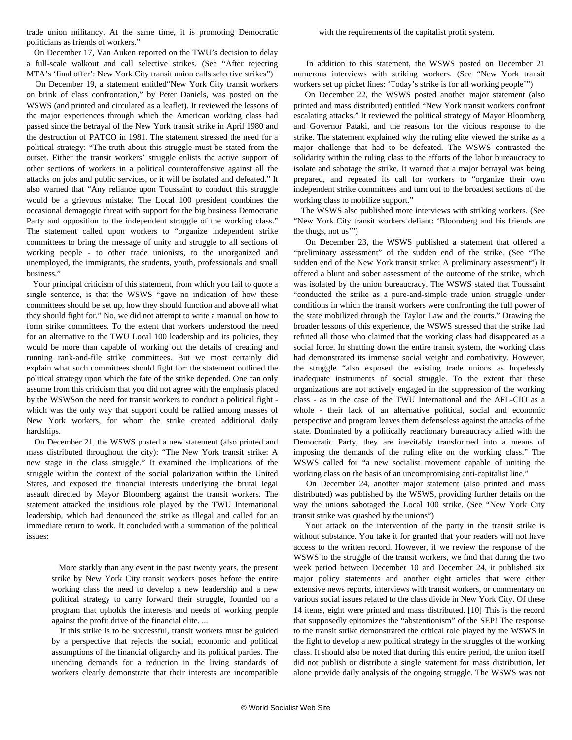trade union militancy. At the same time, it is promoting Democratic politicians as friends of workers."

On December 17, Van Auken reported on the TWU's decision to delay a full-scale walkout and call selective strikes. (See "After rejecting MTA's 'final offer': New York City transit union calls selective strikes")

On December 19, a statement entitled"New York City transit workers on brink of class confrontation," by Peter Daniels, was posted on the WSWS (and printed and circulated as a leaflet). It reviewed the lessons of the major experiences through which the American working class had passed since the betrayal of the New York transit strike in April 1980 and the destruction of PATCO in 1981. The statement stressed the need for a political strategy: "The truth about this struggle must be stated from the outset. Either the transit workers' struggle enlists the active support of other sections of workers in a political counteroffensive against all the attacks on jobs and public services, or it will be isolated and defeated." It also warned that "Any reliance upon Toussaint to conduct this struggle would be a grievous mistake. The Local 100 president combines the occasional demagogic threat with support for the big business Democratic Party and opposition to the independent struggle of the working class." The statement called upon workers to "organize independent strike committees to bring the message of unity and struggle to all sections of working people - to other trade unionists, to the unorganized and unemployed, the immigrants, the students, youth, professionals and small business."

Your principal criticism of this statement, from which you fail to quote a single sentence, is that the WSWS "gave no indication of how these committees should be set up, how they should function and above all what they should fight for." No, we did not attempt to write a manual on how to form strike committees. To the extent that workers understood the need for an alternative to the TWU Local 100 leadership and its policies, they would be more than capable of working out the details of creating and running rank-and-file strike committees. But we most certainly did explain what such committees should fight for: the statement outlined the political strategy upon which the fate of the strike depended. One can only assume from this criticism that you did not agree with the emphasis placed by the WSWSon the need for transit workers to conduct a political fight - which was the only way that support could be rallied among masses of New York workers, for whom the strike created additional daily hardships.

On December 21, the WSWS posted a new statement (also printed and mass distributed throughout the city): "The New York transit strike: A new stage in the class struggle." It examined the implications of the struggle within the context of the social polarization within the United States, and exposed the financial interests underlying the brutal legal assault directed by Mayor Bloomberg against the transit workers. The statement attacked the insidious role played by the TWU International leadership, which had denounced the strike as illegal and called for an immediate return to work. It concluded with a summation of the political issues:

> More starkly than any event in the past twenty years, the present strike by New York City transit workers poses before the entire working class the need to develop a new leadership and a new political strategy to carry forward their struggle, founded on a program that upholds the interests and needs of working people against the profit drive of the financial elite. ...
>
> If this strike is to be successful, transit workers must be guided by a perspective that rejects the social, economic and political assumptions of the financial oligarchy and its political parties. The unending demands for a reduction in the living standards of workers clearly demonstrate that their interests are incompatible with the requirements of the capitalist profit system.

In addition to this statement, the WSWS posted on December 21 numerous interviews with striking workers. (See "New York transit workers set up picket lines: 'Today's strike is for all working people'")

On December 22, the WSWS posted another major statement (also printed and mass distributed) entitled "New York transit workers confront escalating attacks." It reviewed the political strategy of Mayor Bloomberg and Governor Pataki, and the reasons for the vicious response to the strike. The statement explained why the ruling elite viewed the strike as a major challenge that had to be defeated. The WSWS contrasted the solidarity within the ruling class to the efforts of the labor bureaucracy to isolate and sabotage the strike. It warned that a major betrayal was being prepared, and repeated its call for workers to "organize their own independent strike committees and turn out to the broadest sections of the working class to mobilize support."

The WSWS also published more interviews with striking workers. (See "New York City transit workers defiant: 'Bloomberg and his friends are the thugs, not us'")

On December 23, the WSWS published a statement that offered a "preliminary assessment" of the sudden end of the strike. (See "The sudden end of the New York transit strike: A preliminary assessment") It offered a blunt and sober assessment of the outcome of the strike, which was isolated by the union bureaucracy. The WSWS stated that Toussaint "conducted the strike as a pure-and-simple trade union struggle under conditions in which the transit workers were confronting the full power of the state mobilized through the Taylor Law and the courts." Drawing the broader lessons of this experience, the WSWS stressed that the strike had refuted all those who claimed that the working class had disappeared as a social force. In shutting down the entire transit system, the working class had demonstrated its immense social weight and combativity. However, the struggle "also exposed the existing trade unions as hopelessly inadequate instruments of social struggle. To the extent that these organizations are not actively engaged in the suppression of the working class - as in the case of the TWU International and the AFL-CIO as a whole - their lack of an alternative political, social and economic perspective and program leaves them defenseless against the attacks of the state. Dominated by a politically reactionary bureaucracy allied with the Democratic Party, they are inevitably transformed into a means of imposing the demands of the ruling elite on the working class." The WSWS called for "a new socialist movement capable of uniting the working class on the basis of an uncompromising anti-capitalist line."

On December 24, another major statement (also printed and mass distributed) was published by the WSWS, providing further details on the way the unions sabotaged the Local 100 strike. (See "New York City transit strike was quashed by the unions")

Your attack on the intervention of the party in the transit strike is without substance. You take it for granted that your readers will not have access to the written record. However, if we review the response of the WSWS to the struggle of the transit workers, we find that during the two week period between December 10 and December 24, it published six major policy statements and another eight articles that were either extensive news reports, interviews with transit workers, or commentary on various social issues related to the class divide in New York City. Of these 14 items, eight were printed and mass distributed. [10] This is the record that supposedly epitomizes the "abstentionism" of the SEP! The response to the transit strike demonstrated the critical role played by the WSWS in the fight to develop a new political strategy in the struggles of the working class. It should also be noted that during this entire period, the union itself did not publish or distribute a single statement for mass distribution, let alone provide daily analysis of the ongoing struggle. The WSWS was not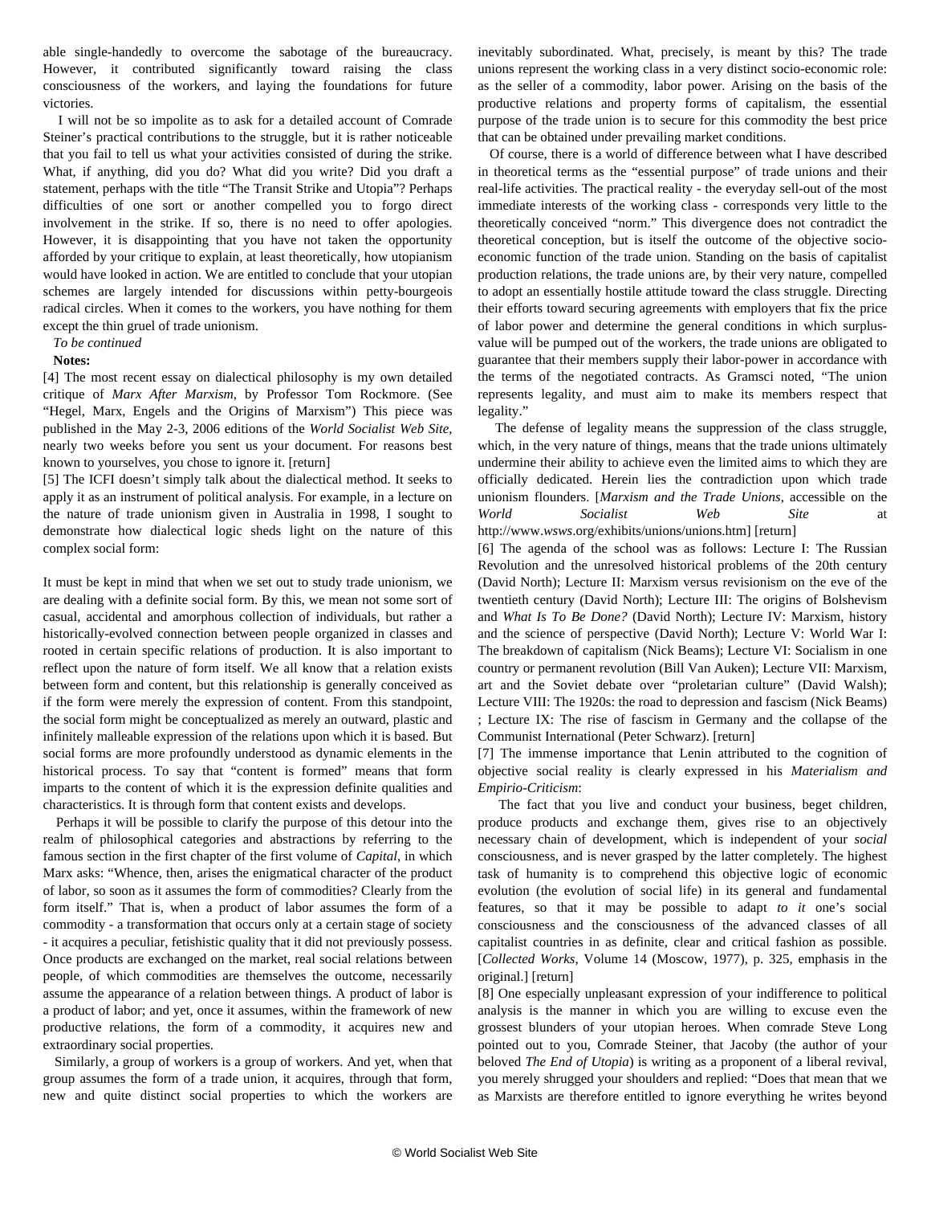able single-handedly to overcome the sabotage of the bureaucracy. However, it contributed significantly toward raising the class consciousness of the workers, and laying the foundations for future victories.

I will not be so impolite as to ask for a detailed account of Comrade Steiner's practical contributions to the struggle, but it is rather noticeable that you fail to tell us what your activities consisted of during the strike. What, if anything, did you do? What did you write? Did you draft a statement, perhaps with the title "The Transit Strike and Utopia"? Perhaps difficulties of one sort or another compelled you to forgo direct involvement in the strike. If so, there is no need to offer apologies. However, it is disappointing that you have not taken the opportunity afforded by your critique to explain, at least theoretically, how utopianism would have looked in action. We are entitled to conclude that your utopian schemes are largely intended for discussions within petty-bourgeois radical circles. When it comes to the workers, you have nothing for them except the thin gruel of trade unionism.

*To be continued*

**Notes:**

[4] The most recent essay on dialectical philosophy is my own detailed critique of *Marx After Marxism*, by Professor Tom Rockmore. (See "Hegel, Marx, Engels and the Origins of Marxism") This piece was published in the May 2-3, 2006 editions of the *World Socialist Web Site*, nearly two weeks before you sent us your document. For reasons best known to yourselves, you chose to ignore it. [return]

[5] The ICFI doesn't simply talk about the dialectical method. It seeks to apply it as an instrument of political analysis. For example, in a lecture on the nature of trade unionism given in Australia in 1998, I sought to demonstrate how dialectical logic sheds light on the nature of this complex social form:

It must be kept in mind that when we set out to study trade unionism, we are dealing with a definite social form. By this, we mean not some sort of casual, accidental and amorphous collection of individuals, but rather a historically-evolved connection between people organized in classes and rooted in certain specific relations of production. It is also important to reflect upon the nature of form itself. We all know that a relation exists between form and content, but this relationship is generally conceived as if the form were merely the expression of content. From this standpoint, the social form might be conceptualized as merely an outward, plastic and infinitely malleable expression of the relations upon which it is based. But social forms are more profoundly understood as dynamic elements in the historical process. To say that "content is formed" means that form imparts to the content of which it is the expression definite qualities and characteristics. It is through form that content exists and develops.

Perhaps it will be possible to clarify the purpose of this detour into the realm of philosophical categories and abstractions by referring to the famous section in the first chapter of the first volume of *Capital*, in which Marx asks: "Whence, then, arises the enigmatical character of the product of labor, so soon as it assumes the form of commodities? Clearly from the form itself." That is, when a product of labor assumes the form of a commodity - a transformation that occurs only at a certain stage of society - it acquires a peculiar, fetishistic quality that it did not previously possess. Once products are exchanged on the market, real social relations between people, of which commodities are themselves the outcome, necessarily assume the appearance of a relation between things. A product of labor is a product of labor; and yet, once it assumes, within the framework of new productive relations, the form of a commodity, it acquires new and extraordinary social properties.

Similarly, a group of workers is a group of workers. And yet, when that group assumes the form of a trade union, it acquires, through that form, new and quite distinct social properties to which the workers are inevitably subordinated. What, precisely, is meant by this? The trade unions represent the working class in a very distinct socio-economic role: as the seller of a commodity, labor power. Arising on the basis of the productive relations and property forms of capitalism, the essential purpose of the trade union is to secure for this commodity the best price that can be obtained under prevailing market conditions.

Of course, there is a world of difference between what I have described in theoretical terms as the "essential purpose" of trade unions and their real-life activities. The practical reality - the everyday sell-out of the most immediate interests of the working class - corresponds very little to the theoretically conceived "norm." This divergence does not contradict the theoretical conception, but is itself the outcome of the objective socio-economic function of the trade union. Standing on the basis of capitalist production relations, the trade unions are, by their very nature, compelled to adopt an essentially hostile attitude toward the class struggle. Directing their efforts toward securing agreements with employers that fix the price of labor power and determine the general conditions in which surplus-value will be pumped out of the workers, the trade unions are obligated to guarantee that their members supply their labor-power in accordance with the terms of the negotiated contracts. As Gramsci noted, "The union represents legality, and must aim to make its members respect that legality."

The defense of legality means the suppression of the class struggle, which, in the very nature of things, means that the trade unions ultimately undermine their ability to achieve even the limited aims to which they are officially dedicated. Herein lies the contradiction upon which trade unionism flounders. [*Marxism and the Trade Unions*, accessible on the *World Socialist Web Site* at http://www.*wsws*.org/exhibits/unions/unions.htm] [return]

[6] The agenda of the school was as follows: Lecture I: The Russian Revolution and the unresolved historical problems of the 20th century (David North); Lecture II: Marxism versus revisionism on the eve of the twentieth century (David North); Lecture III: The origins of Bolshevism and *What Is To Be Done?* (David North); Lecture IV: Marxism, history and the science of perspective (David North); Lecture V: World War I: The breakdown of capitalism (Nick Beams); Lecture VI: Socialism in one country or permanent revolution (Bill Van Auken); Lecture VII: Marxism, art and the Soviet debate over "proletarian culture" (David Walsh); Lecture VIII: The 1920s: the road to depression and fascism (Nick Beams) ; Lecture IX: The rise of fascism in Germany and the collapse of the Communist International (Peter Schwarz). [return]

[7] The immense importance that Lenin attributed to the cognition of objective social reality is clearly expressed in his *Materialism and Empirio-Criticism*:

The fact that you live and conduct your business, beget children, produce products and exchange them, gives rise to an objectively necessary chain of development, which is independent of your *social* consciousness, and is never grasped by the latter completely. The highest task of humanity is to comprehend this objective logic of economic evolution (the evolution of social life) in its general and fundamental features, so that it may be possible to adapt *to it* one's social consciousness and the consciousness of the advanced classes of all capitalist countries in as definite, clear and critical fashion as possible. [*Collected Works*, Volume 14 (Moscow, 1977), p. 325, emphasis in the original.] [return]

[8] One especially unpleasant expression of your indifference to political analysis is the manner in which you are willing to excuse even the grossest blunders of your utopian heroes. When comrade Steve Long pointed out to you, Comrade Steiner, that Jacoby (the author of your beloved *The End of Utopia*) is writing as a proponent of a liberal revival, you merely shrugged your shoulders and replied: "Does that mean that we as Marxists are therefore entitled to ignore everything he writes beyond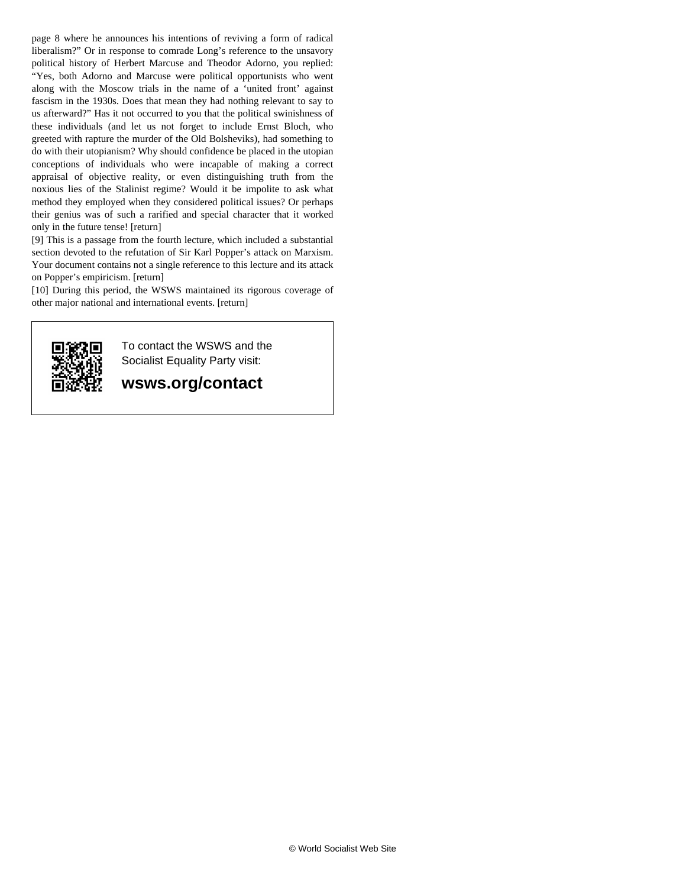page 8 where he announces his intentions of reviving a form of radical liberalism?" Or in response to comrade Long's reference to the unsavory political history of Herbert Marcuse and Theodor Adorno, you replied: "Yes, both Adorno and Marcuse were political opportunists who went along with the Moscow trials in the name of a 'united front' against fascism in the 1930s. Does that mean they had nothing relevant to say to us afterward?" Has it not occurred to you that the political swinishness of these individuals (and let us not forget to include Ernst Bloch, who greeted with rapture the murder of the Old Bolsheviks), had something to do with their utopianism? Why should confidence be placed in the utopian conceptions of individuals who were incapable of making a correct appraisal of objective reality, or even distinguishing truth from the noxious lies of the Stalinist regime? Would it be impolite to ask what method they employed when they considered political issues? Or perhaps their genius was of such a rarified and special character that it worked only in the future tense! [return]

[9] This is a passage from the fourth lecture, which included a substantial section devoted to the refutation of Sir Karl Popper's attack on Marxism. Your document contains not a single reference to this lecture and its attack on Popper's empiricism. [return]

[10] During this period, the WSWS maintained its rigorous coverage of other major national and international events. [return]

To contact the WSWS and the Socialist Equality Party visit:

**wsws.org/contact**